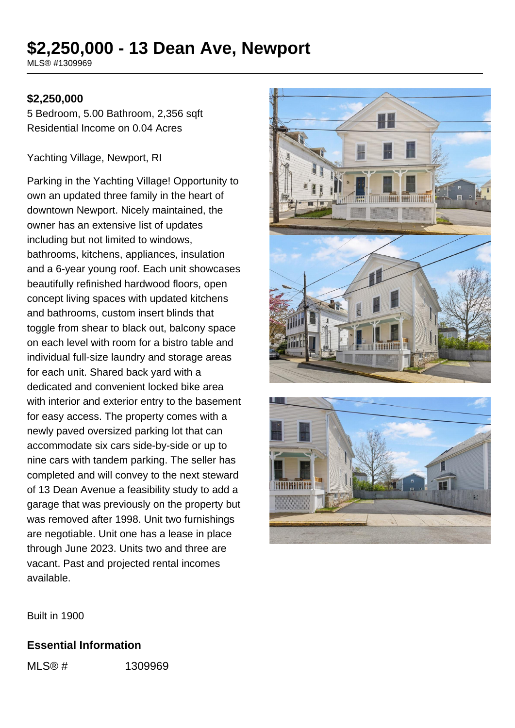# $2,250,000 - 13 Dean Ave, Newport

MLS® #1309969

**$2,250,000**

5 Bedroom, 5.00 Bathroom, 2,356 sqft

Residential Income on 0.04 Acres

Yachting Village, Newport, RI

Parking in the Yachting Village! Opportunity to own an updated three family in the heart of downtown Newport. Nicely maintained, the owner has an extensive list of updates including but not limited to windows, bathrooms, kitchens, appliances, insulation and a 6-year young roof. Each unit showcases beautifully refinished hardwood floors, open concept living spaces with updated kitchens and bathrooms, custom insert blinds that toggle from shear to black out, balcony space on each level with room for a bistro table and individual full-size laundry and storage areas for each unit. Shared back yard with a dedicated and convenient locked bike area with interior and exterior entry to the basement for easy access. The property comes with a newly paved oversized parking lot that can accommodate six cars side-by-side or up to nine cars with tandem parking. The seller has completed and will convey to the next steward of 13 Dean Avenue a feasibility study to add a garage that was previously on the property but was removed after 1998. Unit two furnishings are negotiable. Unit one has a lease in place through June 2023. Units two and three are vacant. Past and projected rental incomes available.

Built in 1900

## Essential Information

| | |
|---|---|
| MLS® # | 1309969 |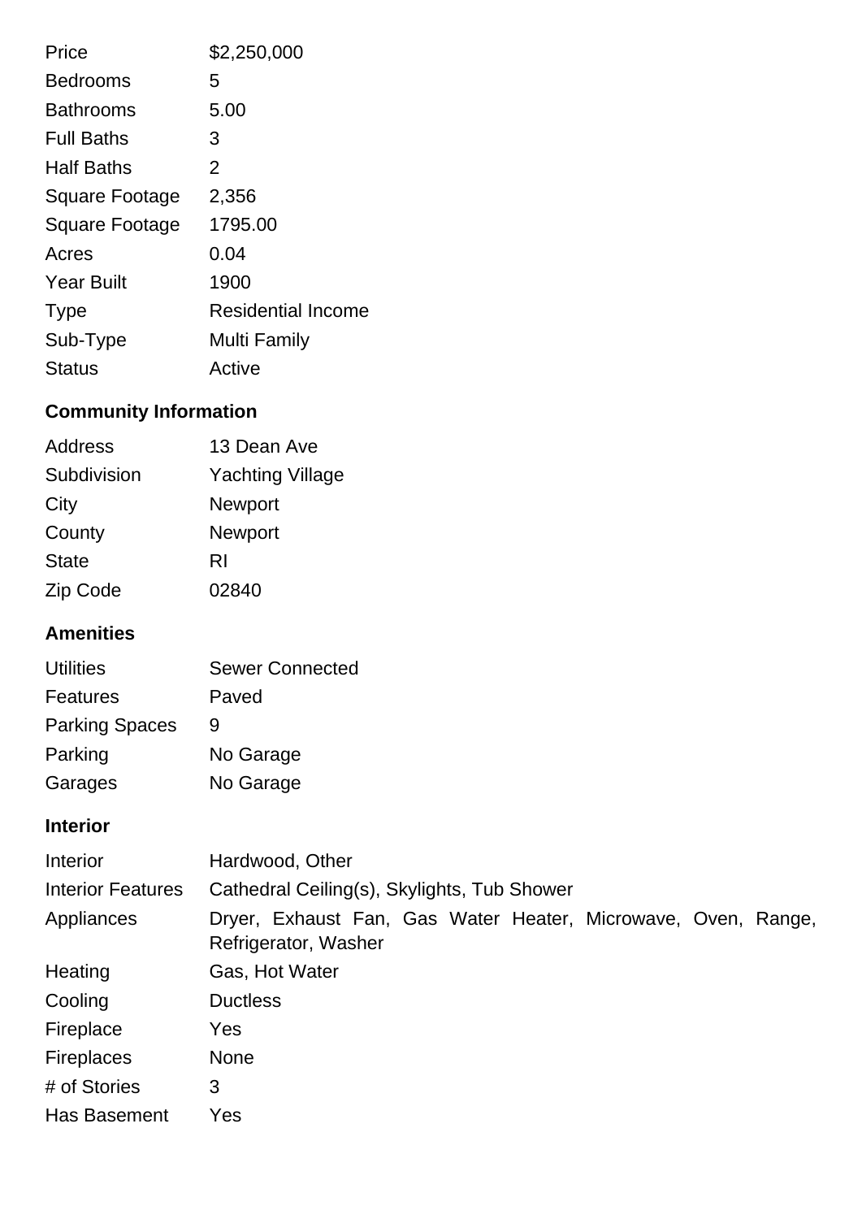| | |
|---|---|
| Price | $2,250,000 |
| Bedrooms | 5 |
| Bathrooms | 5.00 |
| Full Baths | 3 |
| Half Baths | 2 |
| Square Footage | 2,356 |
| Square Footage | 1795.00 |
| Acres | 0.04 |
| Year Built | 1900 |
| Type | Residential Income |
| Sub-Type | Multi Family |
| Status | Active |

## Community Information

| | |
|---|---|
| Address | 13 Dean Ave |
| Subdivision | Yachting Village |
| City | Newport |
| County | Newport |
| State | RI |
| Zip Code | 02840 |

## Amenities

| | |
|---|---|
| Utilities | Sewer Connected |
| Features | Paved |
| Parking Spaces | 9 |
| Parking | No Garage |
| Garages | No Garage |

## Interior

| | |
|---|---|
| Interior | Hardwood, Other |
| Interior Features | Cathedral Ceiling(s), Skylights, Tub Shower |
| Appliances | Dryer, Exhaust Fan, Gas Water Heater, Microwave, Oven, Range, Refrigerator, Washer |
| Heating | Gas, Hot Water |
| Cooling | Ductless |
| Fireplace | Yes |
| Fireplaces | None |
| # of Stories | 3 |
| Has Basement | Yes |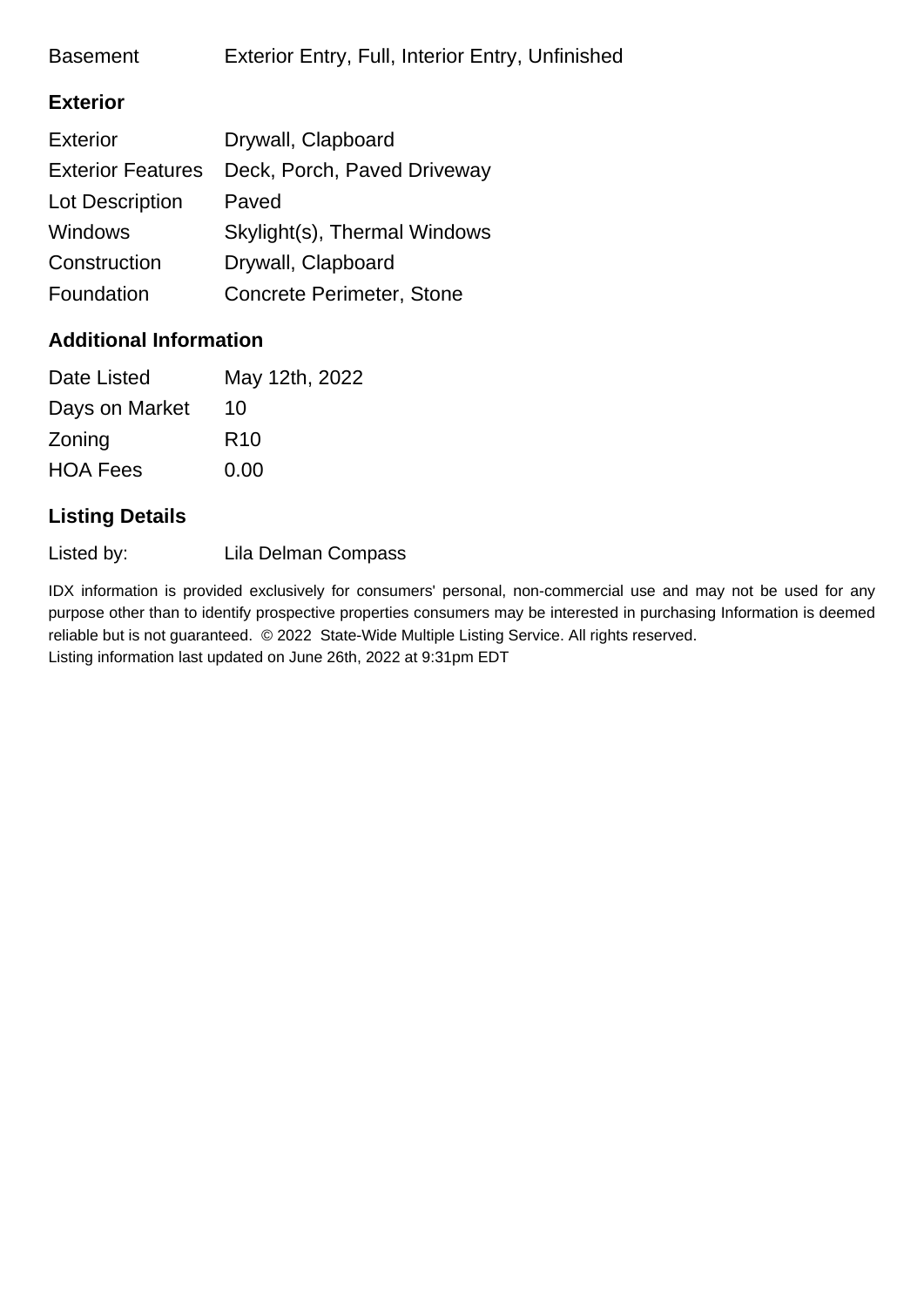| | |
|---|---|
| Basement | Exterior Entry, Full, Interior Entry, Unfinished |

### Exterior

| | |
|---|---|
| Exterior | Drywall, Clapboard |
| Exterior Features | Deck, Porch, Paved Driveway |
| Lot Description | Paved |
| Windows | Skylight(s), Thermal Windows |
| Construction | Drywall, Clapboard |
| Foundation | Concrete Perimeter, Stone |

### Additional Information

| | |
|---|---|
| Date Listed | May 12th, 2022 |
| Days on Market | 10 |
| Zoning | R10 |
| HOA Fees | 0.00 |

### Listing Details

| | |
|---|---|
| Listed by: | Lila Delman Compass |

IDX information is provided exclusively for consumers' personal, non-commercial use and may not be used for any purpose other than to identify prospective properties consumers may be interested in purchasing Information is deemed reliable but is not guaranteed. © 2022 State-Wide Multiple Listing Service. All rights reserved.
Listing information last updated on June 26th, 2022 at 9:31pm EDT